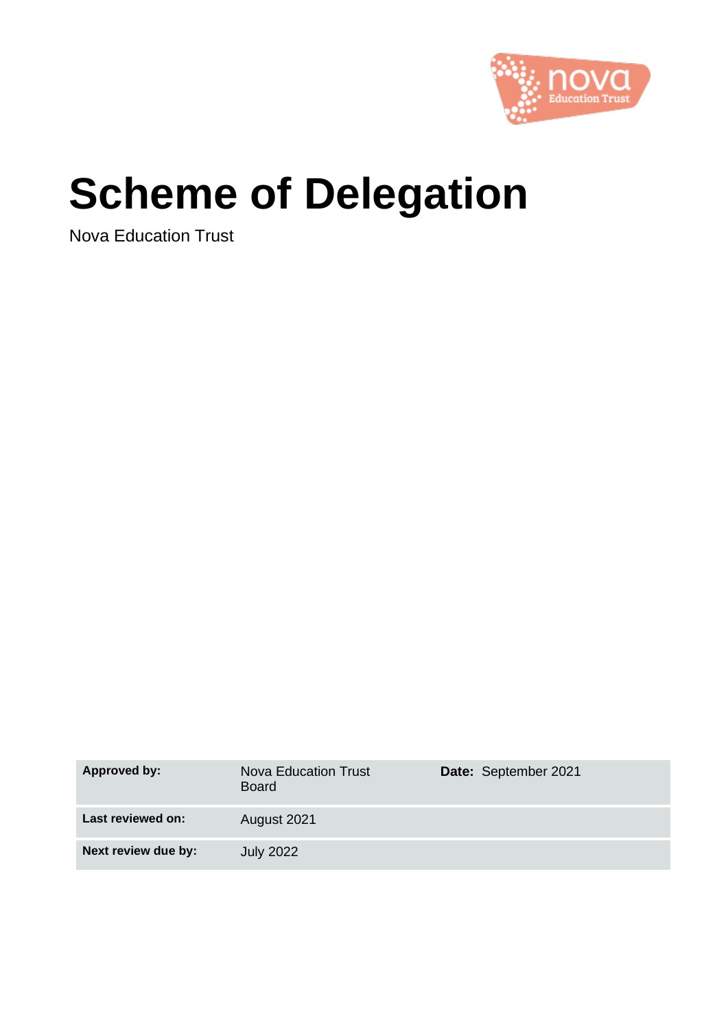# Scheme of Delegation

Nova Education Trust

| Approved by: | Nova Education Trust Board | Date: September 2021 |
|---|---|---|
| Last reviewed on: | August 2021 | |
| Next review due by: | July 2022 | |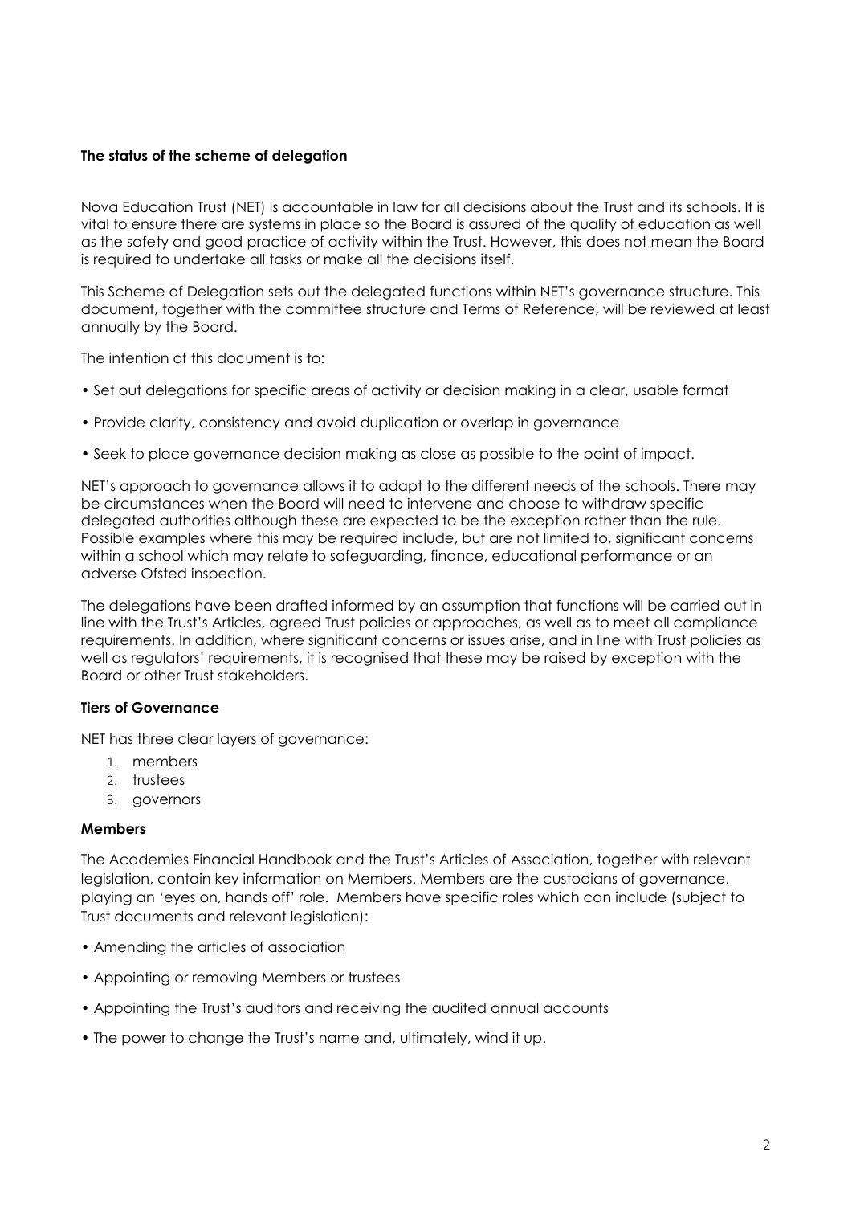**The status of the scheme of delegation**

Nova Education Trust (NET) is accountable in law for all decisions about the Trust and its schools. It is vital to ensure there are systems in place so the Board is assured of the quality of education as well as the safety and good practice of activity within the Trust. However, this does not mean the Board is required to undertake all tasks or make all the decisions itself.

This Scheme of Delegation sets out the delegated functions within NET's governance structure. This document, together with the committee structure and Terms of Reference, will be reviewed at least annually by the Board.

The intention of this document is to:

- Set out delegations for specific areas of activity or decision making in a clear, usable format
- Provide clarity, consistency and avoid duplication or overlap in governance
- Seek to place governance decision making as close as possible to the point of impact.

NET's approach to governance allows it to adapt to the different needs of the schools. There may be circumstances when the Board will need to intervene and choose to withdraw specific delegated authorities although these are expected to be the exception rather than the rule. Possible examples where this may be required include, but are not limited to, significant concerns within a school which may relate to safeguarding, finance, educational performance or an adverse Ofsted inspection.

The delegations have been drafted informed by an assumption that functions will be carried out in line with the Trust's Articles, agreed Trust policies or approaches, as well as to meet all compliance requirements. In addition, where significant concerns or issues arise, and in line with Trust policies as well as regulators' requirements, it is recognised that these may be raised by exception with the Board or other Trust stakeholders.

**Tiers of Governance**

NET has three clear layers of governance:

1. members
2. trustees
3. governors

**Members**

The Academies Financial Handbook and the Trust's Articles of Association, together with relevant legislation, contain key information on Members. Members are the custodians of governance, playing an 'eyes on, hands off' role. Members have specific roles which can include (subject to Trust documents and relevant legislation):

- Amending the articles of association
- Appointing or removing Members or trustees
- Appointing the Trust's auditors and receiving the audited annual accounts
- The power to change the Trust's name and, ultimately, wind it up.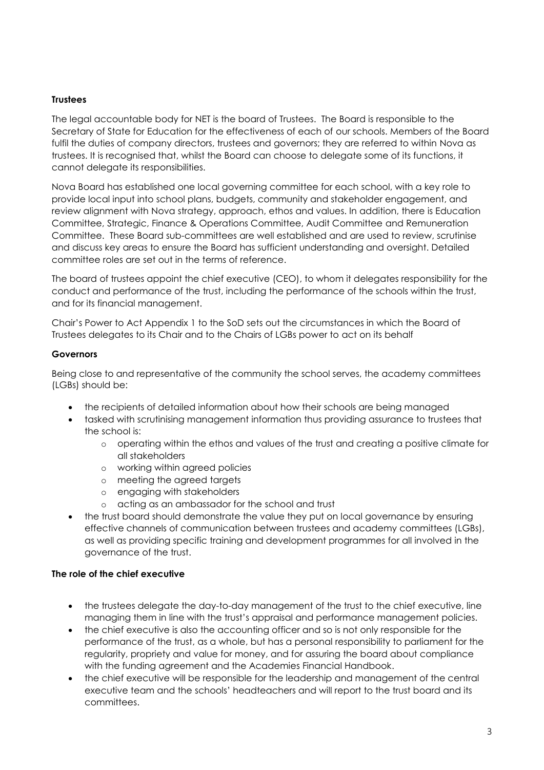**Trustees**

The legal accountable body for NET is the board of Trustees. The Board is responsible to the Secretary of State for Education for the effectiveness of each of our schools. Members of the Board fulfil the duties of company directors, trustees and governors; they are referred to within Nova as trustees. It is recognised that, whilst the Board can choose to delegate some of its functions, it cannot delegate its responsibilities.

Nova Board has established one local governing committee for each school, with a key role to provide local input into school plans, budgets, community and stakeholder engagement, and review alignment with Nova strategy, approach, ethos and values. In addition, there is Education Committee, Strategic, Finance & Operations Committee, Audit Committee and Remuneration Committee. These Board sub-committees are well established and are used to review, scrutinise and discuss key areas to ensure the Board has sufficient understanding and oversight. Detailed committee roles are set out in the terms of reference.

The board of trustees appoint the chief executive (CEO), to whom it delegates responsibility for the conduct and performance of the trust, including the performance of the schools within the trust, and for its financial management.

Chair's Power to Act Appendix 1 to the SoD sets out the circumstances in which the Board of Trustees delegates to its Chair and to the Chairs of LGBs power to act on its behalf

**Governors**

Being close to and representative of the community the school serves, the academy committees (LGBs) should be:

- the recipients of detailed information about how their schools are being managed
- tasked with scrutinising management information thus providing assurance to trustees that the school is:
  - operating within the ethos and values of the trust and creating a positive climate for all stakeholders
  - working within agreed policies
  - meeting the agreed targets
  - engaging with stakeholders
  - acting as an ambassador for the school and trust
- the trust board should demonstrate the value they put on local governance by ensuring effective channels of communication between trustees and academy committees (LGBs), as well as providing specific training and development programmes for all involved in the governance of the trust.

**The role of the chief executive**

- the trustees delegate the day-to-day management of the trust to the chief executive, line managing them in line with the trust's appraisal and performance management policies.
- the chief executive is also the accounting officer and so is not only responsible for the performance of the trust, as a whole, but has a personal responsibility to parliament for the regularity, propriety and value for money, and for assuring the board about compliance with the funding agreement and the Academies Financial Handbook.
- the chief executive will be responsible for the leadership and management of the central executive team and the schools' headteachers and will report to the trust board and its committees.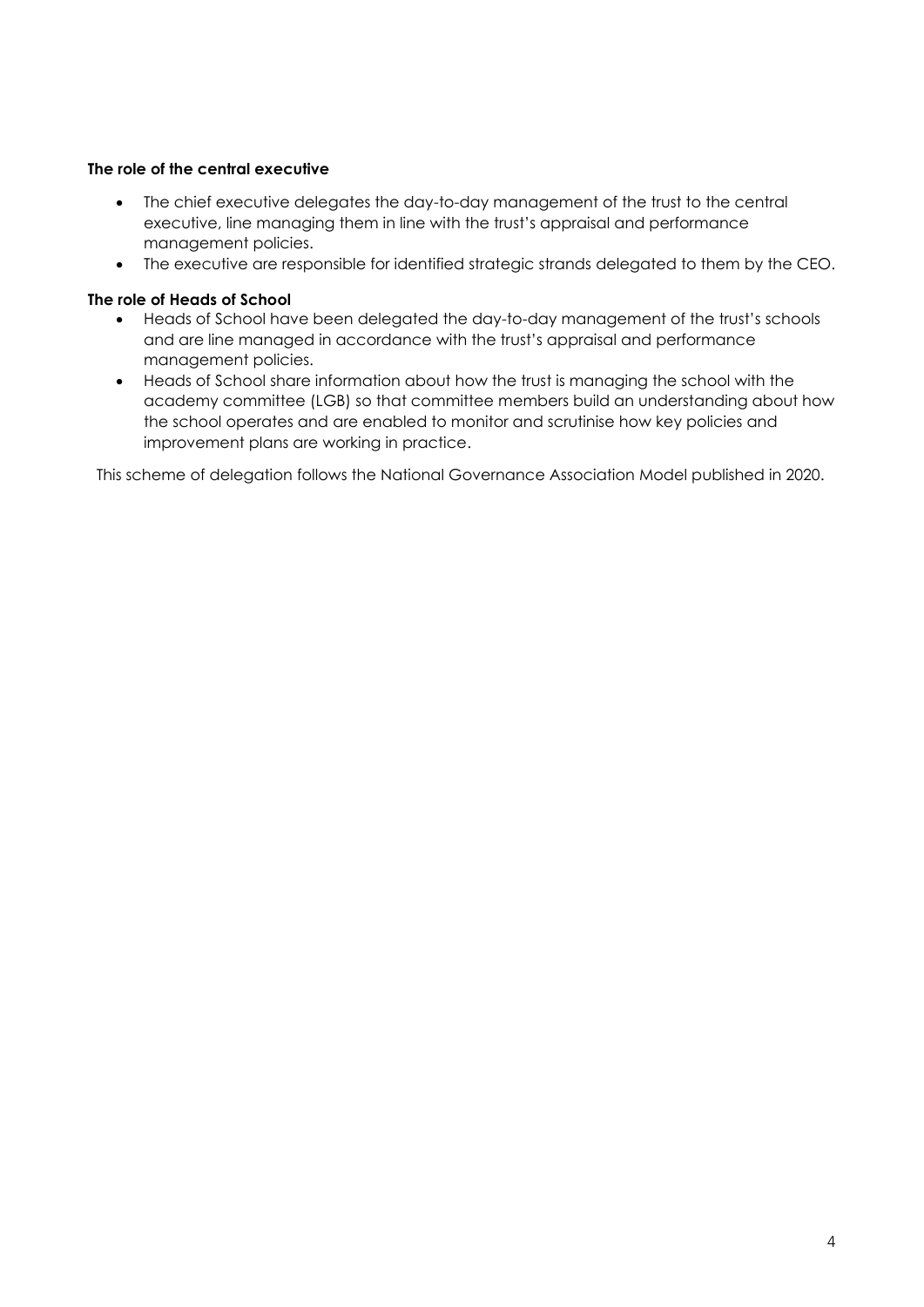**The role of the central executive**

- The chief executive delegates the day-to-day management of the trust to the central executive, line managing them in line with the trust's appraisal and performance management policies.
- The executive are responsible for identified strategic strands delegated to them by the CEO.

**The role of Heads of School**

- Heads of School have been delegated the day-to-day management of the trust's schools and are line managed in accordance with the trust's appraisal and performance management policies.
- Heads of School share information about how the trust is managing the school with the academy committee (LGB) so that committee members build an understanding about how the school operates and are enabled to monitor and scrutinise how key policies and improvement plans are working in practice.

This scheme of delegation follows the National Governance Association Model published in 2020.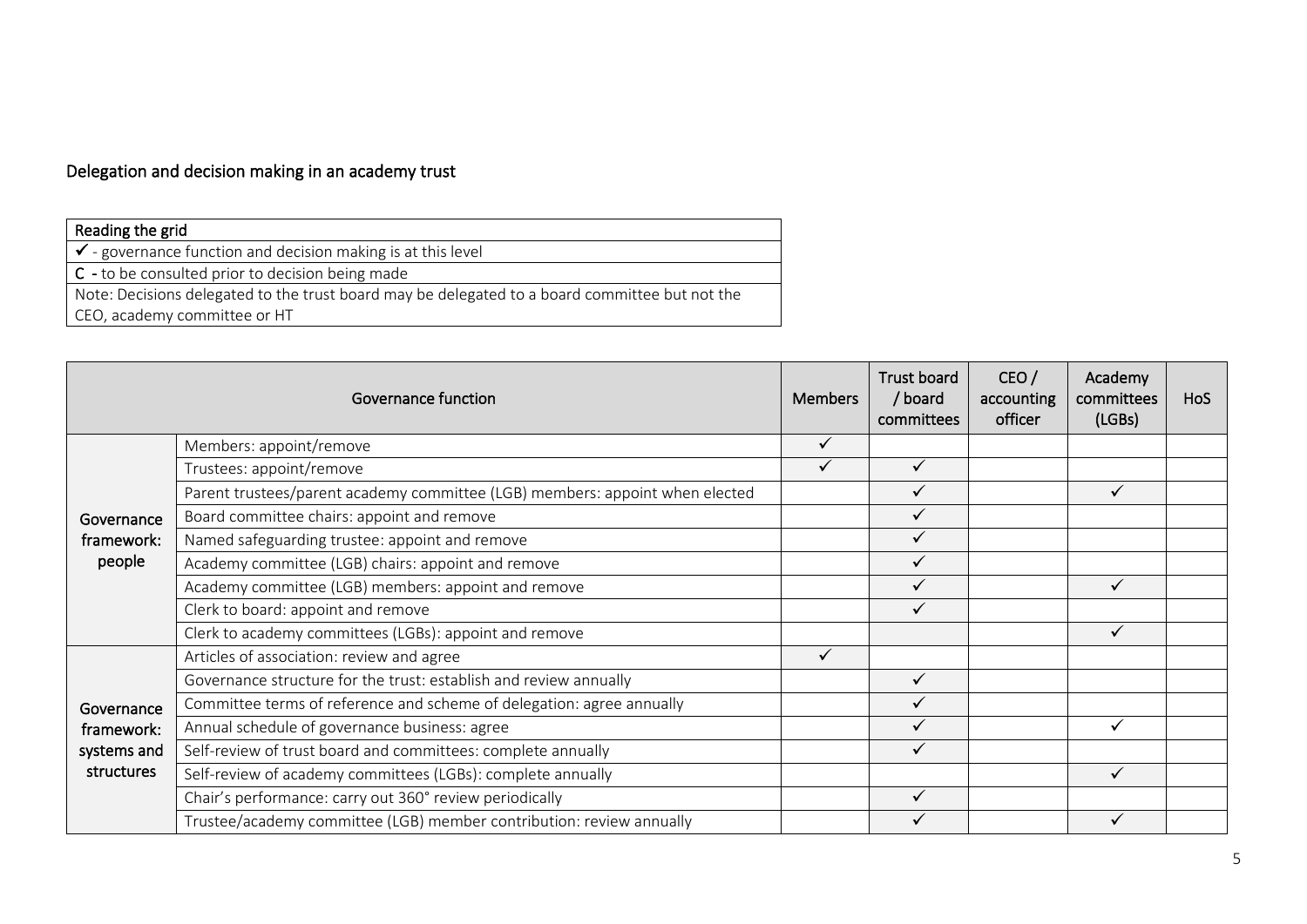## Delegation and decision making in an academy trust

| Reading the grid |
| --- |
| ✓ - governance function and decision making is at this level |
| **C** - to be consulted prior to decision being made |
| Note: Decisions delegated to the trust board may be delegated to a board committee but not the CEO, academy committee or HT |

| Governance function | | Members | Trust board / board committees | CEO / accounting officer | Academy committees (LGBs) | HoS |
| --- | --- | --- | --- | --- | --- | --- |
| Governance framework: people | Members: appoint/remove | ✓ | | | | |
| | Trustees: appoint/remove | ✓ | ✓ | | | |
| | Parent trustees/parent academy committee (LGB) members: appoint when elected | | ✓ | | ✓ | |
| | Board committee chairs: appoint and remove | | ✓ | | | |
| | Named safeguarding trustee: appoint and remove | | ✓ | | | |
| | Academy committee (LGB) chairs: appoint and remove | | ✓ | | | |
| | Academy committee (LGB) members: appoint and remove | | ✓ | | ✓ | |
| | Clerk to board: appoint and remove | | ✓ | | | |
| | Clerk to academy committees (LGBs): appoint and remove | | | | ✓ | |
| Governance framework: systems and structures | Articles of association: review and agree | ✓ | | | | |
| | Governance structure for the trust: establish and review annually | | ✓ | | | |
| | Committee terms of reference and scheme of delegation: agree annually | | ✓ | | | |
| | Annual schedule of governance business: agree | | ✓ | | ✓ | |
| | Self-review of trust board and committees: complete annually | | ✓ | | | |
| | Self-review of academy committees (LGBs): complete annually | | | | ✓ | |
| | Chair's performance: carry out 360° review periodically | | ✓ | | | |
| | Trustee/academy committee (LGB) member contribution: review annually | | ✓ | | ✓ | |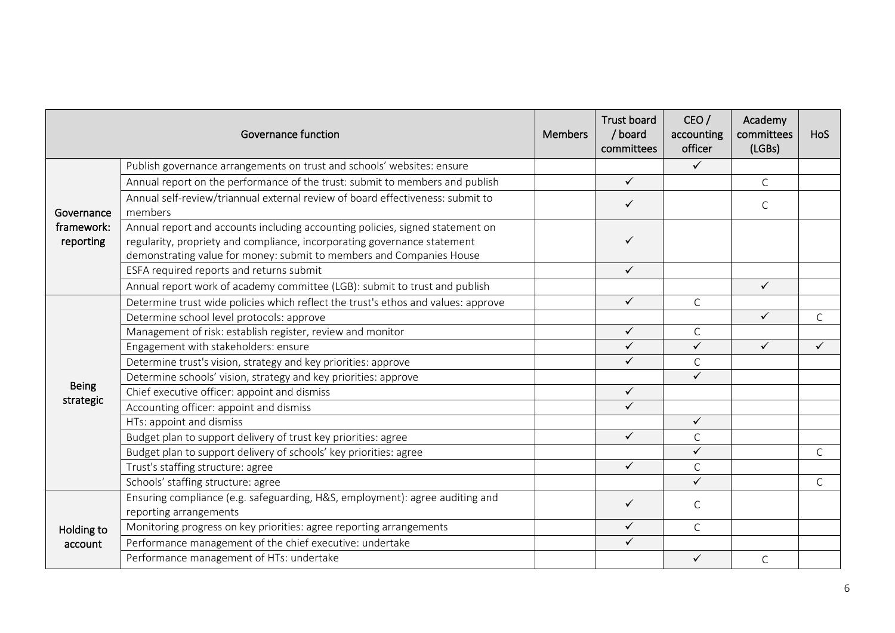| Governance function | | Members | Trust board / board committees | CEO / accounting officer | Academy committees (LGBs) | HoS |
|---|---|---|---|---|---|---|
| Governance framework: reporting | Publish governance arrangements on trust and schools' websites: ensure | | | ✓ | | |
| | Annual report on the performance of the trust: submit to members and publish | | ✓ | | C | |
| | Annual self-review/triannual external review of board effectiveness: submit to members | | ✓ | | C | |
| | Annual report and accounts including accounting policies, signed statement on regularity, propriety and compliance, incorporating governance statement demonstrating value for money: submit to members and Companies House | | ✓ | | | |
| | ESFA required reports and returns submit | | ✓ | | | |
| | Annual report work of academy committee (LGB): submit to trust and publish | | | | ✓ | |
| Being strategic | Determine trust wide policies which reflect the trust's ethos and values: approve | | ✓ | C | | |
| | Determine school level protocols: approve | | | | ✓ | C |
| | Management of risk: establish register, review and monitor | | ✓ | C | | |
| | Engagement with stakeholders: ensure | | ✓ | ✓ | ✓ | ✓ |
| | Determine trust's vision, strategy and key priorities: approve | | ✓ | C | | |
| | Determine schools' vision, strategy and key priorities: approve | | | ✓ | | |
| | Chief executive officer: appoint and dismiss | | ✓ | | | |
| | Accounting officer: appoint and dismiss | | ✓ | | | |
| | HTs: appoint and dismiss | | | ✓ | | |
| | Budget plan to support delivery of trust key priorities: agree | | ✓ | C | | |
| | Budget plan to support delivery of schools' key priorities: agree | | | ✓ | | C |
| | Trust's staffing structure: agree | | ✓ | C | | |
| | Schools' staffing structure: agree | | | ✓ | | C |
| Holding to account | Ensuring compliance (e.g. safeguarding, H&S, employment): agree auditing and reporting arrangements | | ✓ | C | | |
| | Monitoring progress on key priorities: agree reporting arrangements | | ✓ | C | | |
| | Performance management of the chief executive: undertake | | ✓ | | | |
| | Performance management of HTs: undertake | | | ✓ | C | |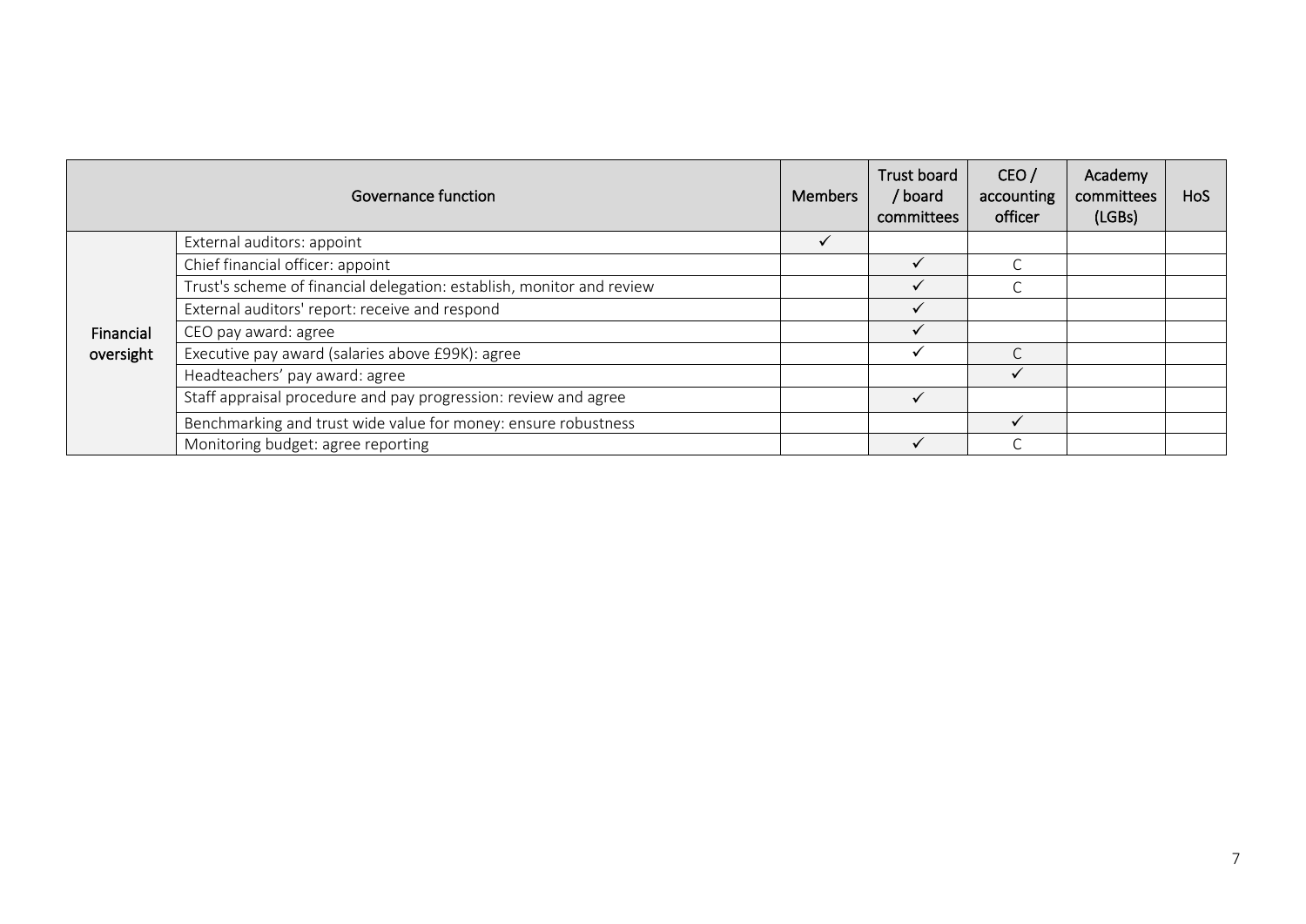| Governance function | | Members | Trust board / board committees | CEO / accounting officer | Academy committees (LGBs) | HoS |
|---|---|---|---|---|---|---|
| Financial oversight | External auditors: appoint | ✓ | | | | |
| | Chief financial officer: appoint | | ✓ | C | | |
| | Trust's scheme of financial delegation: establish, monitor and review | | ✓ | C | | |
| | External auditors' report: receive and respond | | ✓ | | | |
| | CEO pay award: agree | | ✓ | | | |
| | Executive pay award (salaries above £99K): agree | | ✓ | C | | |
| | Headteachers' pay award: agree | | | ✓ | | |
| | Staff appraisal procedure and pay progression: review and agree | | ✓ | | | |
| | Benchmarking and trust wide value for money: ensure robustness | | | ✓ | | |
| | Monitoring budget: agree reporting | | ✓ | C | | |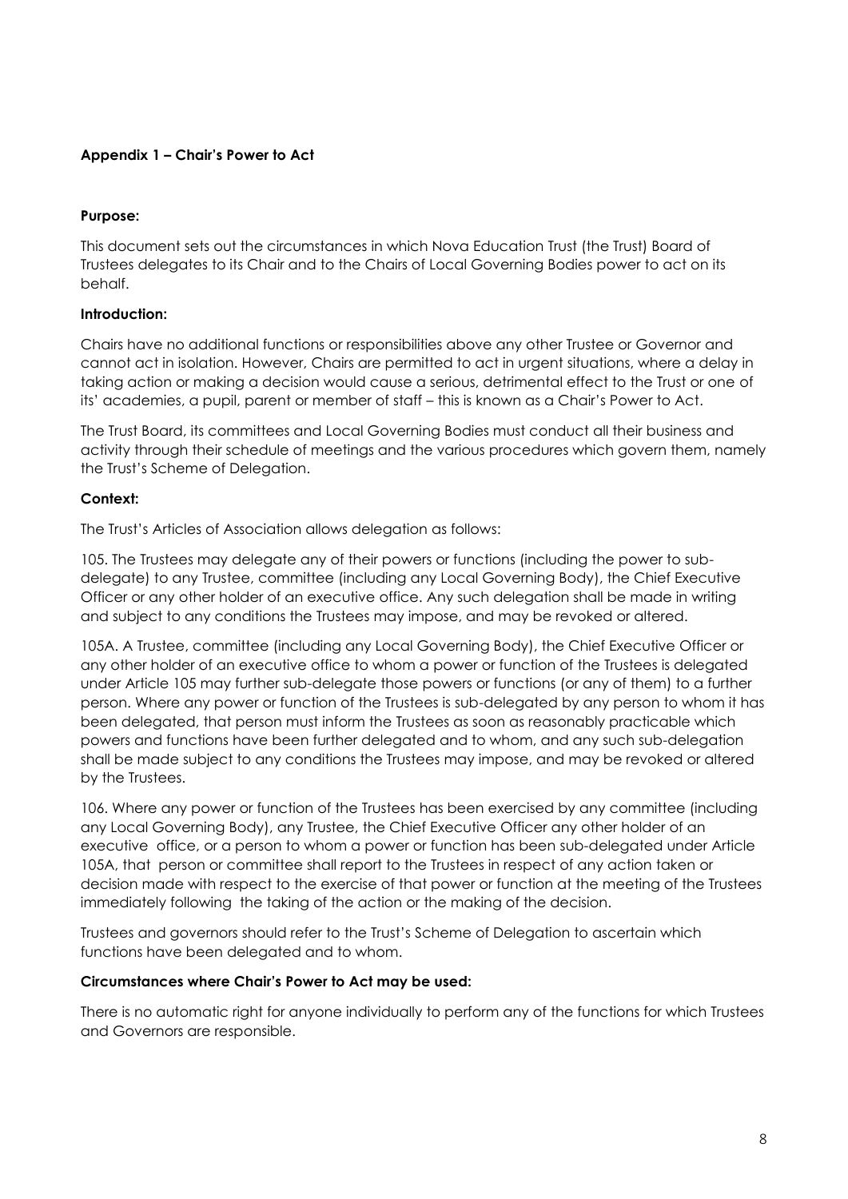**Appendix 1 – Chair's Power to Act**

**Purpose:**

This document sets out the circumstances in which Nova Education Trust (the Trust) Board of Trustees delegates to its Chair and to the Chairs of Local Governing Bodies power to act on its behalf.

**Introduction:**

Chairs have no additional functions or responsibilities above any other Trustee or Governor and cannot act in isolation. However, Chairs are permitted to act in urgent situations, where a delay in taking action or making a decision would cause a serious, detrimental effect to the Trust or one of its' academies, a pupil, parent or member of staff – this is known as a Chair's Power to Act.

The Trust Board, its committees and Local Governing Bodies must conduct all their business and activity through their schedule of meetings and the various procedures which govern them, namely the Trust's Scheme of Delegation.

**Context:**

The Trust's Articles of Association allows delegation as follows:

105. The Trustees may delegate any of their powers or functions (including the power to sub-delegate) to any Trustee, committee (including any Local Governing Body), the Chief Executive Officer or any other holder of an executive office. Any such delegation shall be made in writing and subject to any conditions the Trustees may impose, and may be revoked or altered.

105A. A Trustee, committee (including any Local Governing Body), the Chief Executive Officer or any other holder of an executive office to whom a power or function of the Trustees is delegated under Article 105 may further sub-delegate those powers or functions (or any of them) to a further person. Where any power or function of the Trustees is sub-delegated by any person to whom it has been delegated, that person must inform the Trustees as soon as reasonably practicable which powers and functions have been further delegated and to whom, and any such sub-delegation shall be made subject to any conditions the Trustees may impose, and may be revoked or altered by the Trustees.

106. Where any power or function of the Trustees has been exercised by any committee (including any Local Governing Body), any Trustee, the Chief Executive Officer any other holder of an executive office, or a person to whom a power or function has been sub-delegated under Article 105A, that person or committee shall report to the Trustees in respect of any action taken or decision made with respect to the exercise of that power or function at the meeting of the Trustees immediately following the taking of the action or the making of the decision.

Trustees and governors should refer to the Trust's Scheme of Delegation to ascertain which functions have been delegated and to whom.

**Circumstances where Chair's Power to Act may be used:**

There is no automatic right for anyone individually to perform any of the functions for which Trustees and Governors are responsible.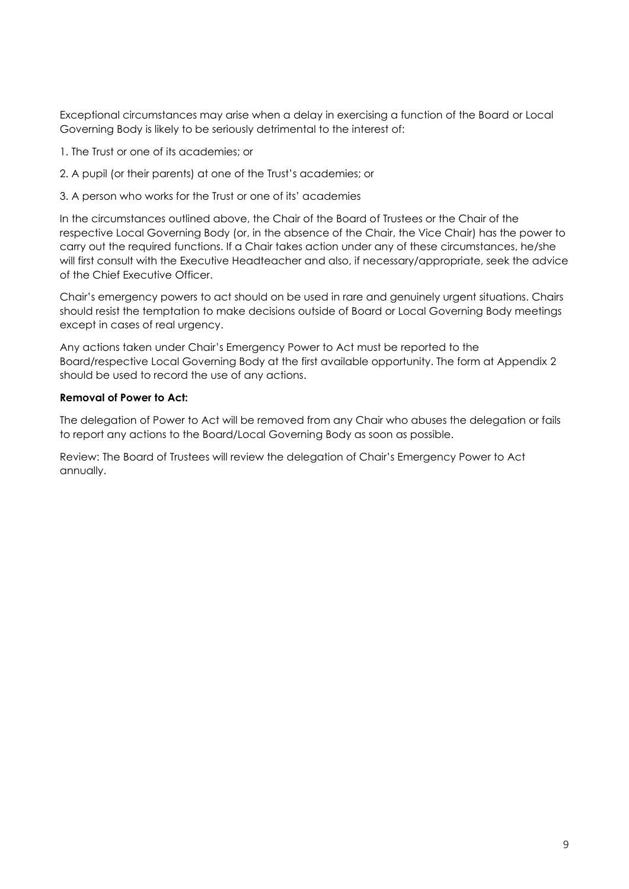Exceptional circumstances may arise when a delay in exercising a function of the Board or Local Governing Body is likely to be seriously detrimental to the interest of:

1. The Trust or one of its academies; or
2. A pupil (or their parents) at one of the Trust's academies; or
3. A person who works for the Trust or one of its' academies

In the circumstances outlined above, the Chair of the Board of Trustees or the Chair of the respective Local Governing Body (or, in the absence of the Chair, the Vice Chair) has the power to carry out the required functions. If a Chair takes action under any of these circumstances, he/she will first consult with the Executive Headteacher and also, if necessary/appropriate, seek the advice of the Chief Executive Officer.

Chair's emergency powers to act should on be used in rare and genuinely urgent situations. Chairs should resist the temptation to make decisions outside of Board or Local Governing Body meetings except in cases of real urgency.

Any actions taken under Chair's Emergency Power to Act must be reported to the Board/respective Local Governing Body at the first available opportunity. The form at Appendix 2 should be used to record the use of any actions.

**Removal of Power to Act:**

The delegation of Power to Act will be removed from any Chair who abuses the delegation or fails to report any actions to the Board/Local Governing Body as soon as possible.

Review: The Board of Trustees will review the delegation of Chair's Emergency Power to Act annually.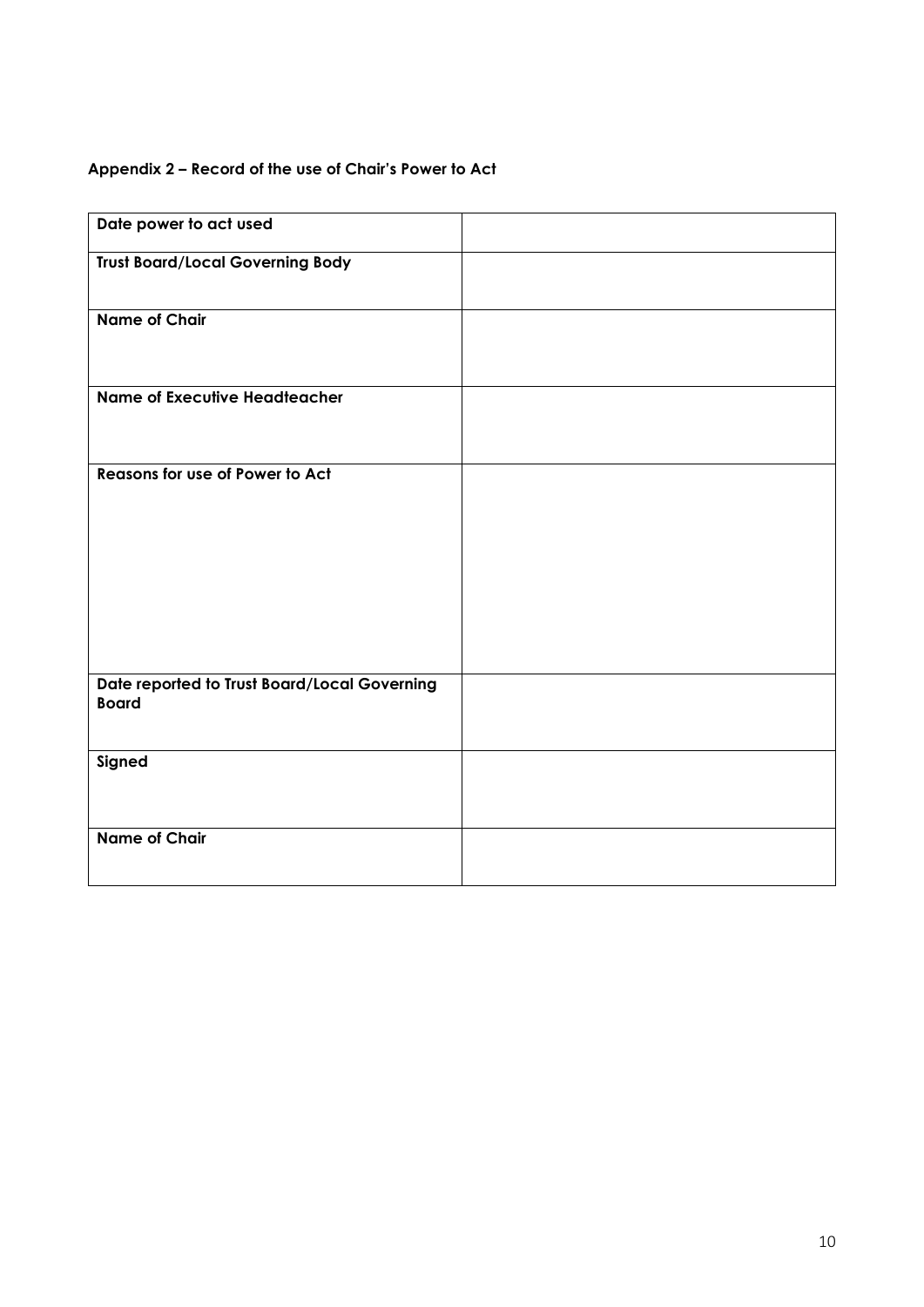**Appendix 2 – Record of the use of Chair's Power to Act**

| | |
|---|---|
| **Date power to act used** | |
| **Trust Board/Local Governing Body** | |
| **Name of Chair** | |
| **Name of Executive Headteacher** | |
| **Reasons for use of Power to Act** | |
| **Date reported to Trust Board/Local Governing Board** | |
| **Signed** | |
| **Name of Chair** | |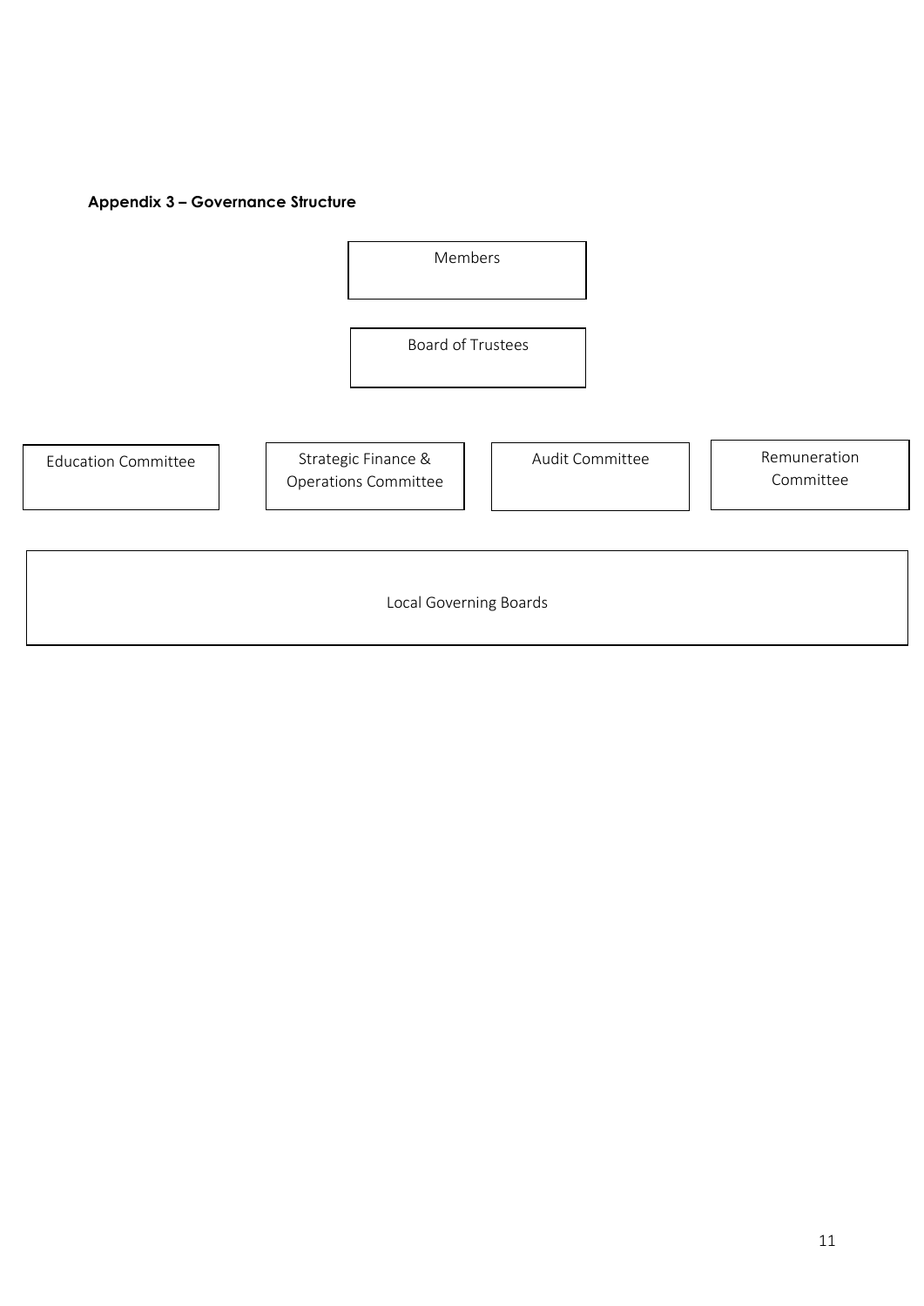**Appendix 3 – Governance Structure**

Members

Board of Trustees

Education Committee

Strategic Finance & Operations Committee

Audit Committee

Remuneration Committee

Local Governing Boards